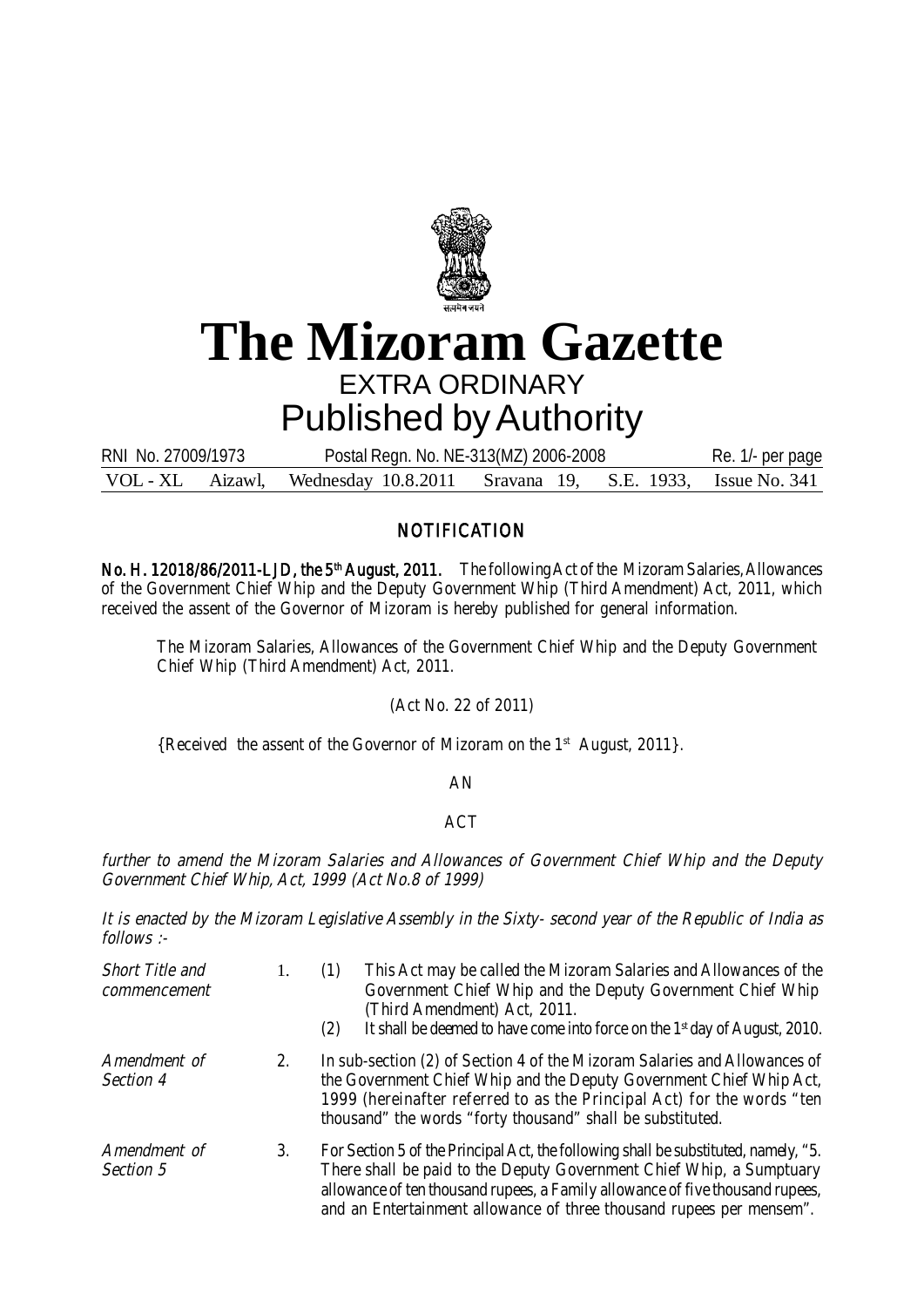# The Mizoram Gazette

## EXTRA ORDINARY

## Published by Authority

RNI No. 27009/1973 Postal Regn. No. NE-313(MZ) 2006-2008 Re. 1/- per page

VOL - XL Aizawl, Wednesday 10.8.2011 Sravana 19, S.E. 1933, Issue No. 341

## NOTIFICATION

**No. H. 12018/86/2011-LJD, the 5th August, 2011.** The following Act of the Mizoram Salaries, Allowances of the Government Chief Whip and the Deputy Government Whip (Third Amendment) Act, 2011, which received the assent of the Governor of Mizoram is hereby published for general information.

The Mizoram Salaries, Allowances of the Government Chief Whip and the Deputy Government Chief Whip (Third Amendment) Act, 2011.

(Act No. 22 of 2011)

{Received the assent of the Governor of Mizoram on the 1st August, 2011}.

AN

ACT

*further to amend the Mizoram Salaries and Allowances of Government Chief Whip and the Deputy Government Chief Whip, Act, 1999 (Act No.8 of 1999)*

*It is enacted by the Mizoram Legislative Assembly in the Sixty- second year of the Republic of India as follows :-*

*Short Title and commencement*

1. (1) This Act may be called the Mizoram Salaries and Allowances of the Government Chief Whip and the Deputy Government Chief Whip (Third Amendment) Act, 2011.

   (2) It shall be deemed to have come into force on the 1st day of August, 2010.

*Amendment of Section 4*

2. In sub-section (2) of Section 4 of the Mizoram Salaries and Allowances of the Government Chief Whip and the Deputy Government Chief Whip Act, 1999 (hereinafter referred to as the Principal Act) for the words "ten thousand" the words "forty thousand" shall be substituted.

*Amendment of Section 5*

3. For Section 5 of the Principal Act, the following shall be substituted, namely, "5. There shall be paid to the Deputy Government Chief Whip, a Sumptuary allowance of ten thousand rupees, a Family allowance of five thousand rupees, and an Entertainment allowance of three thousand rupees per mensem".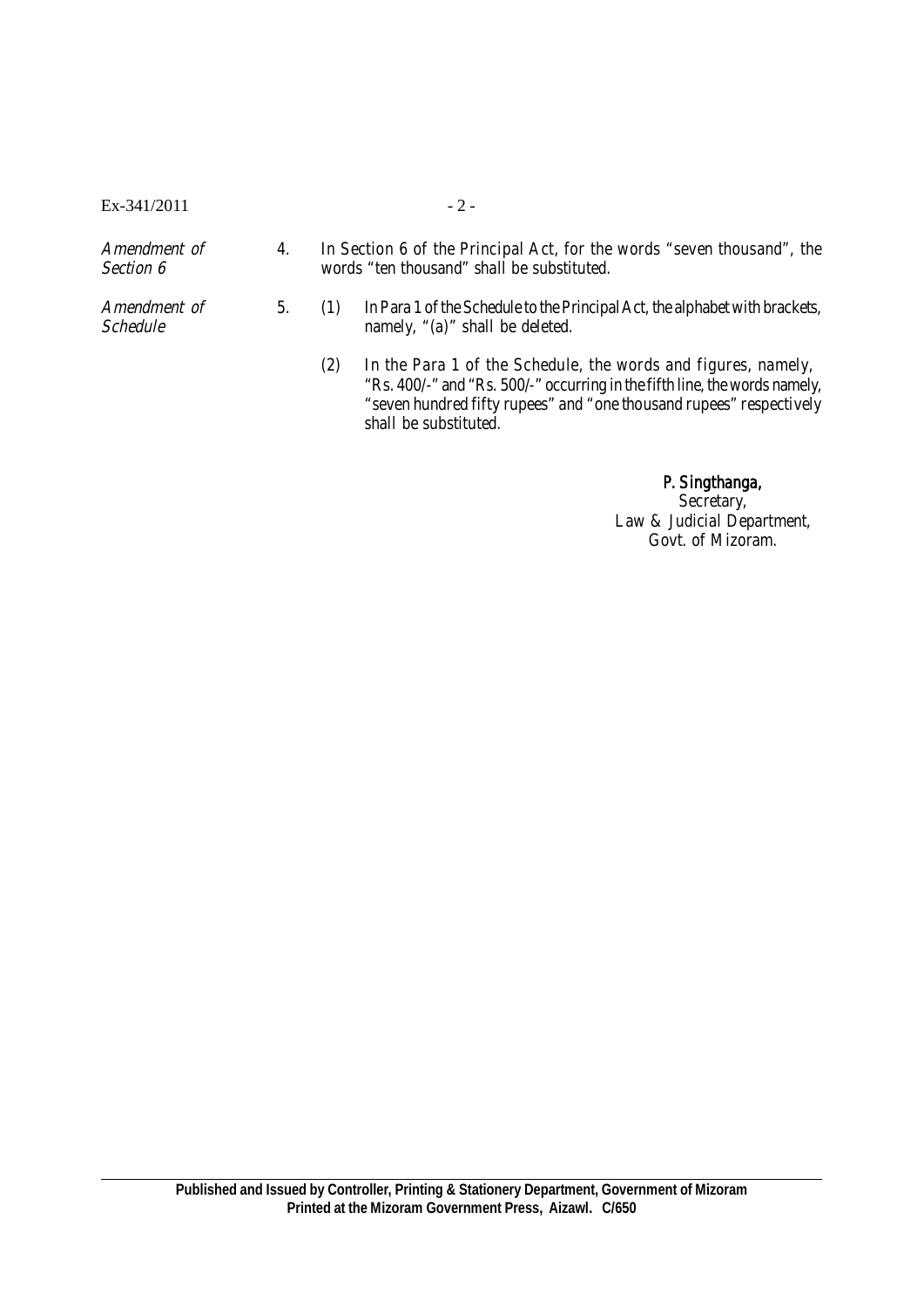*Amendment of Section 6*

4. In Section 6 of the Principal Act, for the words "seven thousand", the words "ten thousand" shall be substituted.

*Amendment of Schedule*

5. (1) In Para 1 of the Schedule to the Principal Act, the alphabet with brackets, namely, "(a)" shall be deleted.

(2) In the Para 1 of the Schedule, the words and figures, namely, "Rs. 400/-" and "Rs. 500/-" occurring in the fifth line, the words namely, "seven hundred fifty rupees" and "one thousand rupees" respectively shall be substituted.

**P. Singthanga,**
Secretary,
Law & Judicial Department,
Govt. of Mizoram.

---

**Published and Issued by Controller, Printing & Stationery Department, Government of Mizoram**
**Printed at the Mizoram Government Press, Aizawl. C/650**